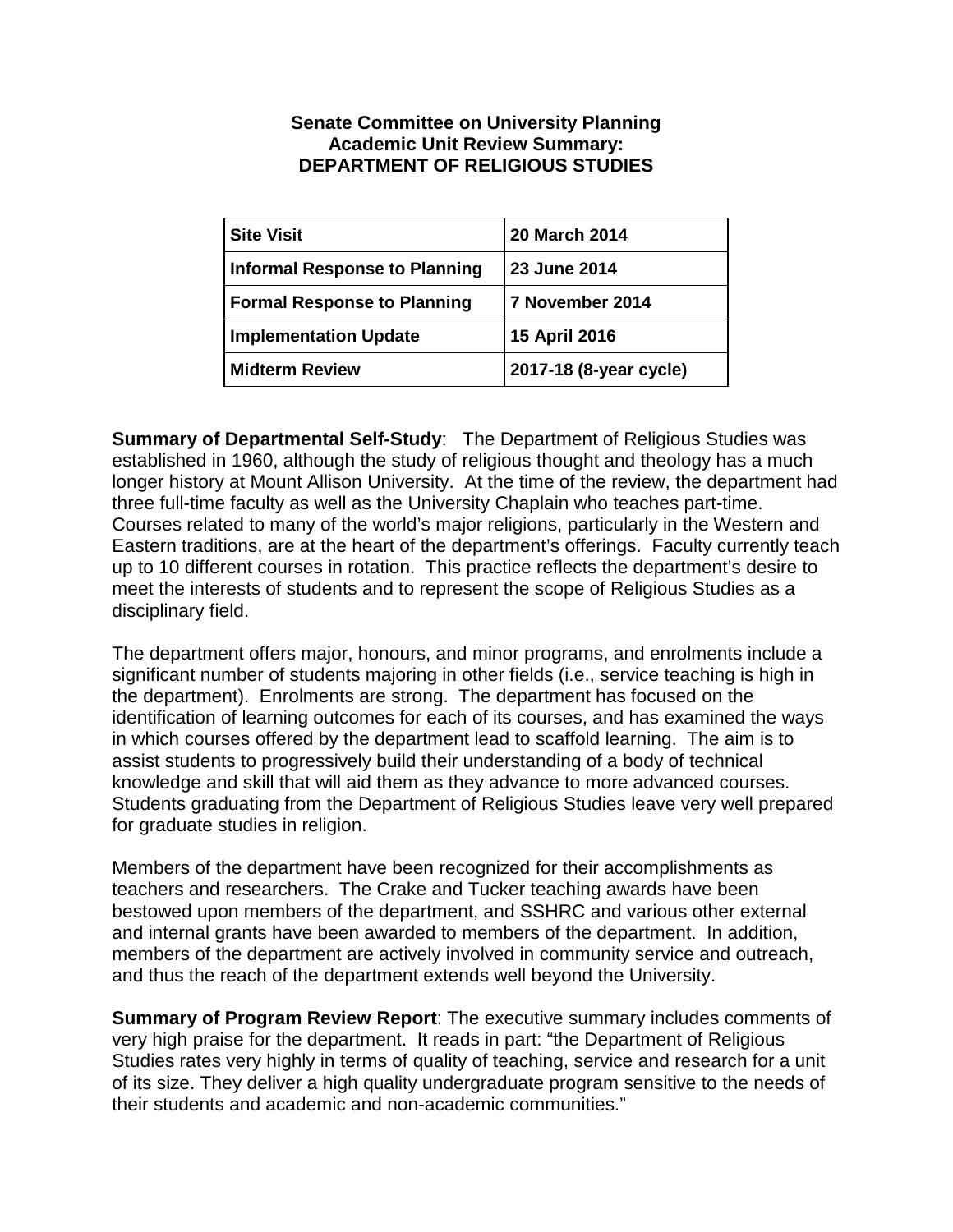# Senate Committee on University Planning
## Academic Unit Review Summary:
## DEPARTMENT OF RELIGIOUS STUDIES

| Site Visit | 20 March 2014 |
|---|---|
| Informal Response to Planning | 23 June 2014 |
| Formal Response to Planning | 7 November 2014 |
| Implementation Update | 15 April 2016 |
| Midterm Review | 2017-18 (8-year cycle) |

**Summary of Departmental Self-Study**: The Department of Religious Studies was established in 1960, although the study of religious thought and theology has a much longer history at Mount Allison University. At the time of the review, the department had three full-time faculty as well as the University Chaplain who teaches part-time. Courses related to many of the world's major religions, particularly in the Western and Eastern traditions, are at the heart of the department's offerings. Faculty currently teach up to 10 different courses in rotation. This practice reflects the department's desire to meet the interests of students and to represent the scope of Religious Studies as a disciplinary field.

The department offers major, honours, and minor programs, and enrolments include a significant number of students majoring in other fields (i.e., service teaching is high in the department). Enrolments are strong. The department has focused on the identification of learning outcomes for each of its courses, and has examined the ways in which courses offered by the department lead to scaffold learning. The aim is to assist students to progressively build their understanding of a body of technical knowledge and skill that will aid them as they advance to more advanced courses. Students graduating from the Department of Religious Studies leave very well prepared for graduate studies in religion.

Members of the department have been recognized for their accomplishments as teachers and researchers. The Crake and Tucker teaching awards have been bestowed upon members of the department, and SSHRC and various other external and internal grants have been awarded to members of the department. In addition, members of the department are actively involved in community service and outreach, and thus the reach of the department extends well beyond the University.

**Summary of Program Review Report**: The executive summary includes comments of very high praise for the department. It reads in part: "the Department of Religious Studies rates very highly in terms of quality of teaching, service and research for a unit of its size. They deliver a high quality undergraduate program sensitive to the needs of their students and academic and non-academic communities."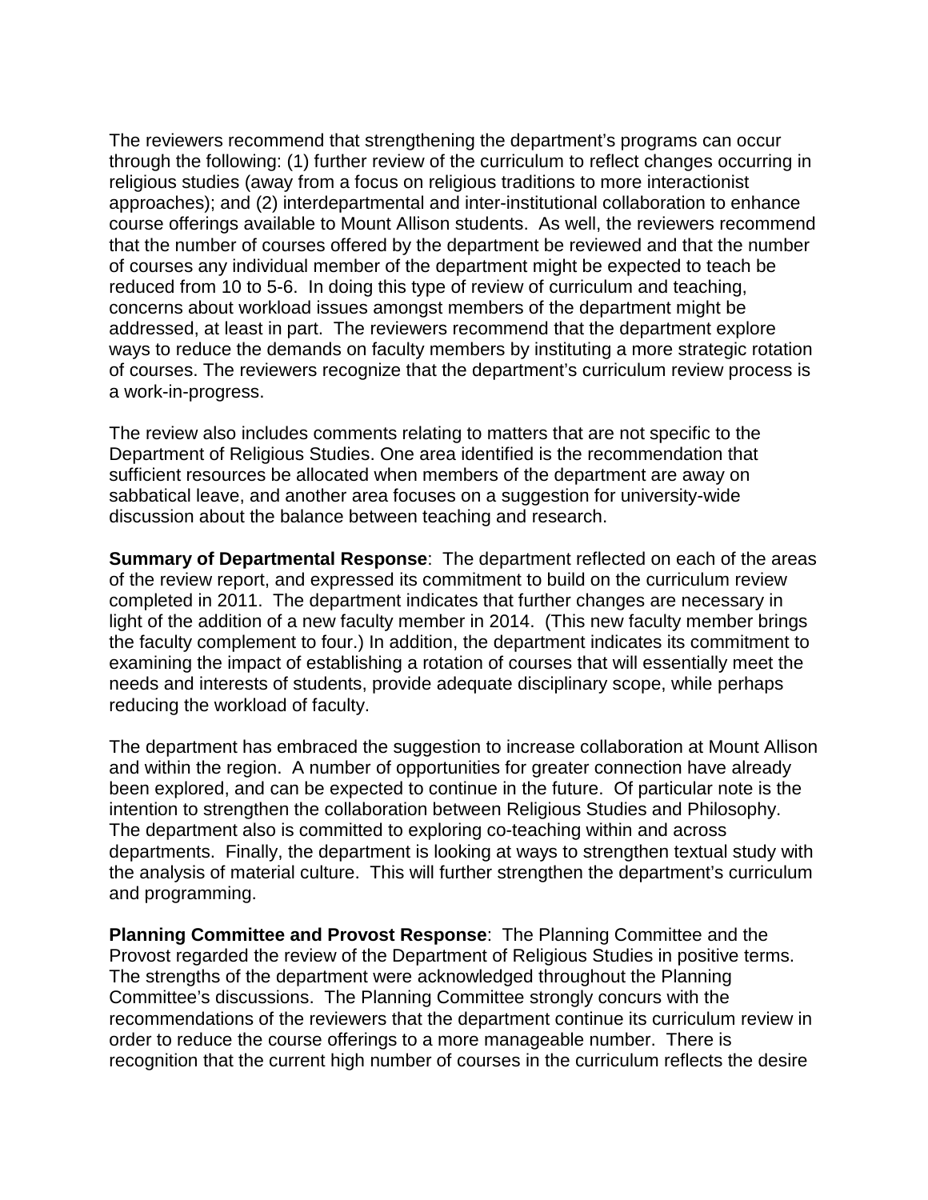The reviewers recommend that strengthening the department's programs can occur through the following: (1) further review of the curriculum to reflect changes occurring in religious studies (away from a focus on religious traditions to more interactionist approaches); and (2) interdepartmental and inter-institutional collaboration to enhance course offerings available to Mount Allison students. As well, the reviewers recommend that the number of courses offered by the department be reviewed and that the number of courses any individual member of the department might be expected to teach be reduced from 10 to 5-6. In doing this type of review of curriculum and teaching, concerns about workload issues amongst members of the department might be addressed, at least in part. The reviewers recommend that the department explore ways to reduce the demands on faculty members by instituting a more strategic rotation of courses. The reviewers recognize that the department's curriculum review process is a work-in-progress.

The review also includes comments relating to matters that are not specific to the Department of Religious Studies. One area identified is the recommendation that sufficient resources be allocated when members of the department are away on sabbatical leave, and another area focuses on a suggestion for university-wide discussion about the balance between teaching and research.

**Summary of Departmental Response**: The department reflected on each of the areas of the review report, and expressed its commitment to build on the curriculum review completed in 2011. The department indicates that further changes are necessary in light of the addition of a new faculty member in 2014. (This new faculty member brings the faculty complement to four.) In addition, the department indicates its commitment to examining the impact of establishing a rotation of courses that will essentially meet the needs and interests of students, provide adequate disciplinary scope, while perhaps reducing the workload of faculty.

The department has embraced the suggestion to increase collaboration at Mount Allison and within the region. A number of opportunities for greater connection have already been explored, and can be expected to continue in the future. Of particular note is the intention to strengthen the collaboration between Religious Studies and Philosophy. The department also is committed to exploring co-teaching within and across departments. Finally, the department is looking at ways to strengthen textual study with the analysis of material culture. This will further strengthen the department's curriculum and programming.

**Planning Committee and Provost Response**: The Planning Committee and the Provost regarded the review of the Department of Religious Studies in positive terms. The strengths of the department were acknowledged throughout the Planning Committee's discussions. The Planning Committee strongly concurs with the recommendations of the reviewers that the department continue its curriculum review in order to reduce the course offerings to a more manageable number. There is recognition that the current high number of courses in the curriculum reflects the desire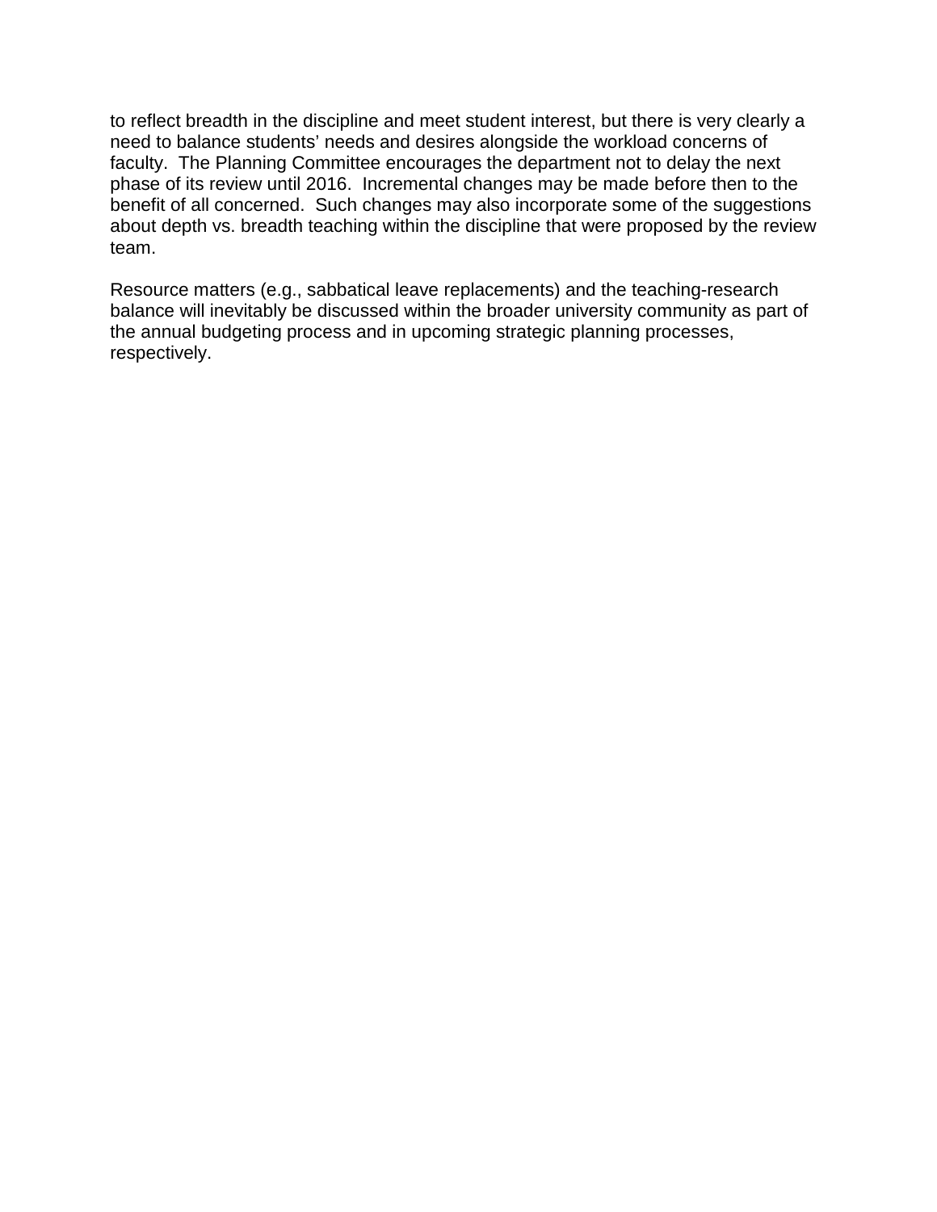to reflect breadth in the discipline and meet student interest, but there is very clearly a need to balance students' needs and desires alongside the workload concerns of faculty. The Planning Committee encourages the department not to delay the next phase of its review until 2016. Incremental changes may be made before then to the benefit of all concerned. Such changes may also incorporate some of the suggestions about depth vs. breadth teaching within the discipline that were proposed by the review team.

Resource matters (e.g., sabbatical leave replacements) and the teaching-research balance will inevitably be discussed within the broader university community as part of the annual budgeting process and in upcoming strategic planning processes, respectively.